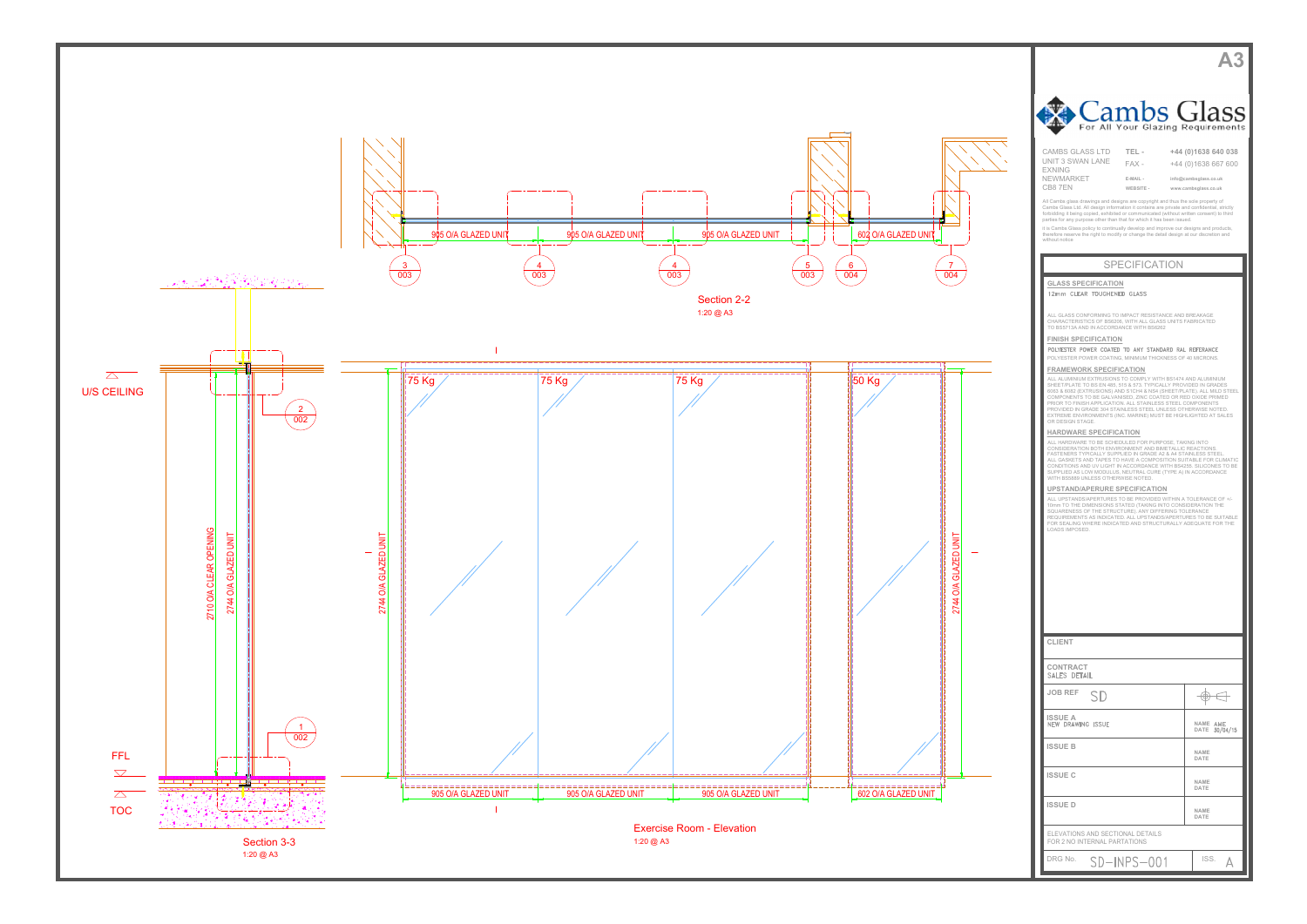A3

# Cambs Glass

For All Your Glazing Requirements

CAMBS GLASS LTD
UNIT 3 SWAN LANE
EXNING
NEWMARKET
CB8 7EN

TEL - +44 (0)1638 640 038
FAX - +44 (0)1638 667 600
E-MAIL - info@cambsglass.co.uk
WEBSITE - www.cambsglass.co.uk

All Cambs glass drawings and designs are copyright and thus the sole property of Cambs Glass Ltd. All design information it contains are private and confidential, strictly forbidding it being copied, exhibited or communicated (without written consent) to third parties for any purpose other than that for which it has been issued.

It is Cambs Glass policy to continually develop and improve our designs and products, therefore reserve the right to modify or change the detail design at our discretion and without notice.

## SPECIFICATION

**GLASS SPECIFICATION**

12mm CLEAR TOUGHENED GLASS

ALL GLASS CONFORMING TO IMPACT RESISTANCE AND BREAKAGE CHARACTERISTICS OF BS6206, WITH ALL GLASS UNITS FABRICATED TO BS5713A AND IN ACCORDANCE WITH BS6262

**FINISH SPECIFICATION**

POLYESTER POWER COATED TO ANY STANDARD RAL REFERANCE

POLYESTER POWER COATING, MINIMUM THICKNESS OF 40 MICRONS.

**FRAMEWORK SPECIFICATION**

ALL ALUMINIUM EXTRUSIONS TO COMPLY WITH BS1474 AND ALUMINIUM SHEET/PLATE TO BS EN 485, 515 & 573. TYPICALLY PROVIDED IN GRADES 6063 & 6082 (EXTRUSIONS) AND S1C/H4 & NS4 (SHEET/PLATE). ALL MILD STEEL COMPONENTS TO BE GALVANISED, ZINC COATED OR RED OXIDE PRIMED PRIOR TO FINISH APPLICATION. ALL STAINLESS STEEL COMPONENTS PROVIDED IN GRADE 304 STAINLESS STEEL UNLESS OTHERWISE NOTED. EXTREME ENVIRONMENTS (INC. MARINE) MUST BE HIGHLIGHTED AT SALES OR DESIGN STAGE.

**HARDWARE SPECIFICATION**

ALL HARDWARE TO BE SCHEDULED FOR PURPOSE, TAKING INTO CONSIDERATION BOTH ENVIRONMENT AND BIMETALLIC REACTIONS. FASTENERS TYPICALLY SUPPLIED IN GRADE A2 & A4 STAINLESS STEEL. ALL GASKETS AND TAPES TO HAVE A COMPOSITION SUITABLE FOR CLIMATIC CONDITIONS AND UV LIGHT IN ACCORDANCE WITH BS4255. SILICONES TO BE SUPPLIED AS LOW MODULUS, NEUTRAL CURE (TYPE A) IN ACCORDANCE WITH BS5889 UNLESS OTHERWISE NOTED.

**UPSTAND/APERURE SPECIFICATION**

ALL UPSTANDS/APERTURES TO BE PROVIDED WITHIN A TOLERANCE OF +/- 10mm TO THE DIMENSIONS STATED (TAKING INTO CONSIDERATION THE SQUARENESS OF THE STRUCTURE). ANY DIFFERING TOLERANCE REQUIREMENTS AS INDICATED. ALL UPSTANDS/APERTURES TO BE SUITABLE FOR SEALING WHERE INDICATED AND STRUCTURALLY ADEQUATE FOR THE LOADS IMPOSED.

| | |
|---|---|
| CLIENT | |
| CONTRACT: SALES DETAIL | |
| JOB REF: SD | |
| ISSUE A: NEW DRAWING ISSUE | NAME: AME / DATE: 30/04/15 |
| ISSUE B | NAME / DATE |
| ISSUE C | NAME / DATE |
| ISSUE D | NAME / DATE |
| ELEVATIONS AND SECTIONAL DETAILS FOR 2 NO INTERNAL PARTITIONS | |
| DRG No. SD-INPS-001 | ISS. A |

---

**Section 2-2** — 1:20 @ A3

905 O/A GLAZED UNIT | 905 O/A GLAZED UNIT | 905 O/A GLAZED UNIT | 602 O/A GLAZED UNIT

Details: 3/003, 4/003, 4/003, 5/003, 6/004, 7/004

**Exercise Room - Elevation** — 1:20 @ A3

75 Kg | 75 Kg | 75 Kg | 50 Kg

2744 O/A GLAZED UNIT

905 O/A GLAZED UNIT | 905 O/A GLAZED UNIT | 905 O/A GLAZED UNIT | 602 O/A GLAZED UNIT

**Section 3-3** — 1:20 @ A3

U/S CEILING

FFL

TOC

2710 O/A CLEAR OPENING

2744 O/A GLAZED UNIT

Details: 2/002, 1/002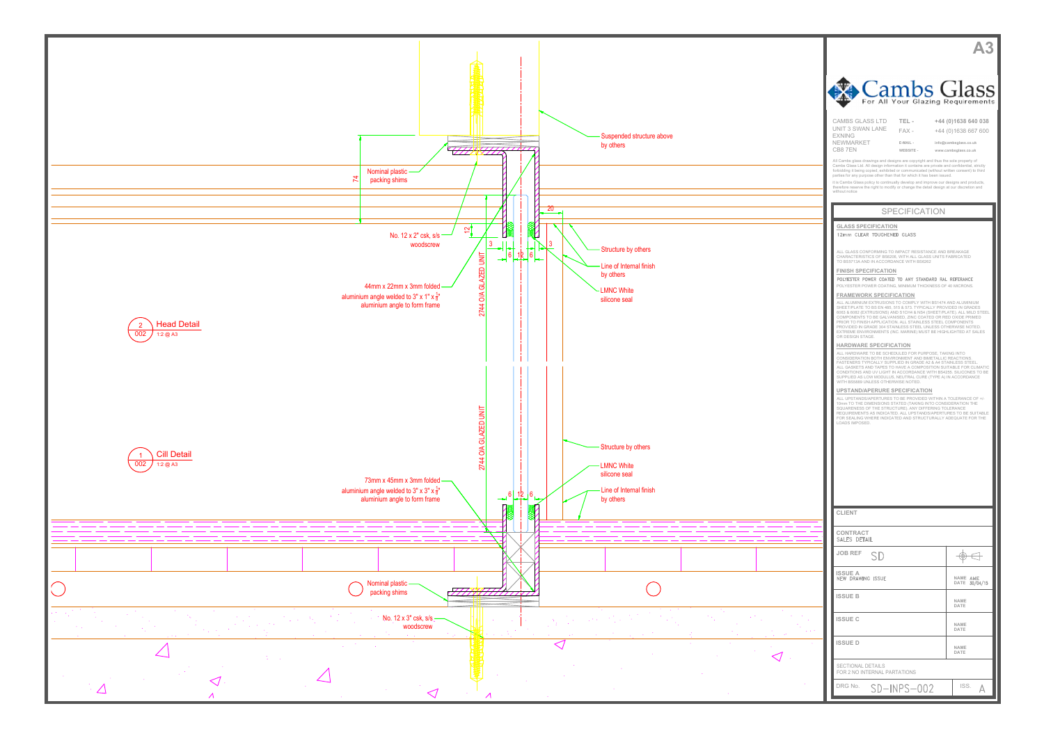A3

# Cambs Glass

For All Your Glazing Requirements

CAMBS GLASS LTD
UNIT 3 SWAN LANE
EXNING
NEWMARKET
CB8 7EN

TEL - +44 (0)1638 640 038
FAX - +44 (0)1638 667 600
E-MAIL - info@cambsglass.co.uk
WEBSITE - www.cambsglass.co.uk

All Cambs glass drawings and designs are copyright and thus the sole property of Cambs Glass Ltd. All design information it contains are private and confidential, strictly forbidding it being copied, exhibited or communicated (without written consent) to third parties for any purpose other than that for which it has been issued.

It is Cambs Glass policy to continually develop and improve our designs and products, therefore reserve the right to modify or change the detail design at our discretion and without notice.

## SPECIFICATION

**GLASS SPECIFICATION**

12mm CLEAR TOUGHENED GLASS

ALL GLASS CONFORMING TO IMPACT RESISTANCE AND BREAKAGE CHARACTERISTICS OF BS6206, WITH ALL GLASS UNITS FABRICATED TO BS5713A AND IN ACCORDANCE WITH BS6262

**FINISH SPECIFICATION**

POLYESTER POWER COATED TO ANY STANDARD RAL REFERANCE

POLYESTER POWER COATING, MINIMUM THICKNESS OF 40 MICRONS.

**FRAMEWORK SPECIFICATION**

ALL ALUMINIUM EXTRUSIONS TO COMPLY WITH BS1474 AND ALUMINIUM SHEET/PLATE TO BS EN 485, 515 & 573. TYPICALLY PROVIDED IN GRADES 6063 & 6082 (EXTRUSIONS) AND S1CH4 & NS4 (SHEET/PLATE). ALL MILD STEEL COMPONENTS TO BE GALVANISED, ZINC COATED OR RED OXIDE PRIMED PRIOR TO FINISH APPLICATION. ALL STAINLESS STEEL COMPONENTS PROVIDED IN GRADE 304 STAINLESS STEEL UNLESS OTHERWISE NOTED. EXTREME ENVIRONMENTS (INC. MARINE) MUST BE HIGHLIGHTED AT SALES OR DESIGN STAGE.

**HARDWARE SPECIFICATION**

ALL HARDWARE TO BE SCHEDULED FOR PURPOSE, TAKING INTO CONSIDERATION BOTH ENVIRONMENT AND BIMETALLIC REACTIONS. FASTENERS TYPICALLY SUPPLIED IN GRADE A2 & A4 STAINLESS STEEL. ALL GASKETS AND TAPES TO HAVE A COMPOSITION SUITABLE FOR CLIMATIC CONDITIONS AND UV LIGHT IN ACCORDANCE WITH BS4255. SILICONES TO BE SUPPLIED AS LOW MODULUS, NEUTRAL CURE (TYPE A) IN ACCORDANCE WITH BS5889 UNLESS OTHERWISE NOTED.

**UPSTAND/APERURE SPECIFICATION**

ALL UPSTANDS/APERTURES TO BE PROVIDED WITHIN A TOLERANCE OF +/- 10mm TO THE DIMENSIONS STATED (TAKING INTO CONSIDERATION THE SQUARENESS OF THE STRUCTURE). ANY DIFFERING TOLERANCE REQUIREMENTS AS INDICATED. ALL UPSTANDS/APERTURES TO BE SUITABLE FOR SEALING WHERE INDICATED AND STRUCTURALLY ADEQUATE FOR THE LOADS IMPOSED.

| | |
|---|---|
| CLIENT | |
| CONTRACT: SALES DETAIL | |
| JOB REF: SD | |
| ISSUE A: NEW DRAWING ISSUE | NAME: AME; DATE: 30/04/15 |
| ISSUE B | NAME; DATE |
| ISSUE C | NAME; DATE |
| ISSUE D | NAME; DATE |
| SECTIONAL DETAILS FOR 2 NO INTERNAL PARTATIONS | |
| DRG No. SD-INPS-002 | ISS. A |

2 / 002 — Head Detail — 1:2 @ A3

- Suspended structure above by others
- Nominal plastic packing shims
- 74
- No. 12 x 2" csk, s/s woodscrew
- 12
- 20
- 3 — 6 — 12 — 6 — 3
- Structure by others
- Line of Internal finish by others
- LMNC White silicone seal
- 44mm x 22mm x 3mm folded aluminium angle welded to 3" x 1" x $\frac{1}{8}$" aluminium angle to form frame
- 2744 O/A GLAZED UNIT

1 / 002 — Cill Detail — 1:2 @ A3

- 2744 O/A GLAZED UNIT
- Structure by others
- LMNC White silicone seal
- Line of Internal finish by others
- 73mm x 45mm x 3mm folded aluminium angle welded to 3" x 3" x $\frac{1}{8}$" aluminium angle to form frame
- 6 — 12 — 6
- Nominal plastic packing shims
- No. 12 x 3" csk, s/s woodscrew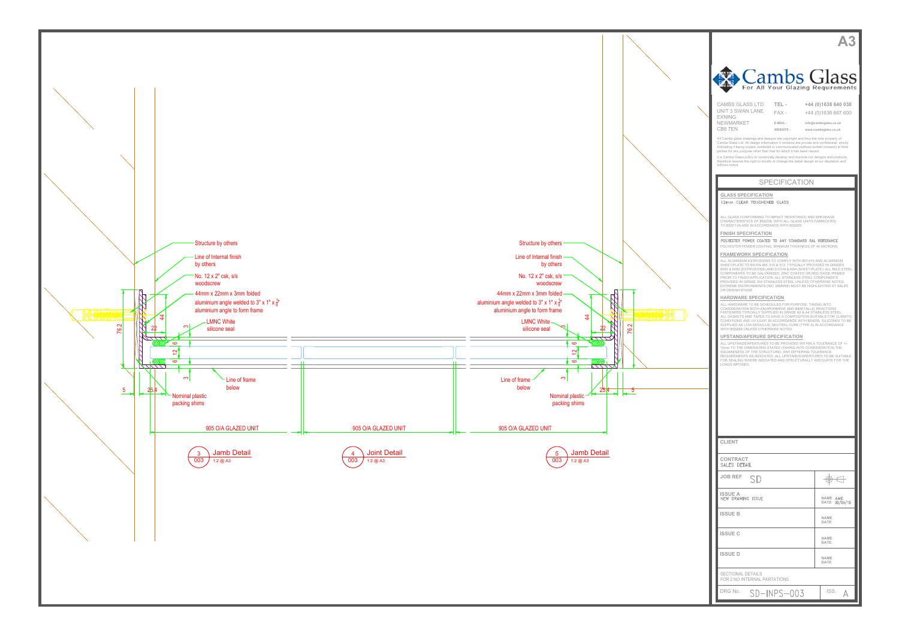Structure by others

Line of Internal finish by others

No. 12 x 2" csk, s/s woodscrew

44mm x 22mm x 3mm folded aluminium angle welded to 3" x 1" x ¼" aluminium angle to form frame

LMNC White silicone seal

Line of frame below

Nominal plastic packing shims

76.2 | 44 | 22 | 3 | 6 | 12 | 6 | 3 | 5 | 25.4

905 O/A GLAZED UNIT

3 / 003 Jamb Detail 1:2 @ A3

905 O/A GLAZED UNIT

4 / 003 Joint Detail 1:2 @ A3

Structure by others

Line of Internal finish by others

No. 12 x 2" csk, s/s woodscrew

44mm x 22mm x 3mm folded aluminium angle welded to 3" x 1" x ¼" aluminium angle to form frame

LMNC White silicone seal

Line of frame below

Nominal plastic packing shims

905 O/A GLAZED UNIT

5 / 003 Jamb Detail 1:2 @ A3

A3

# Cambs Glass

For All Your Glazing Requirements

CAMBS GLASS LTD
UNIT 3 SWAN LANE
EXNING
NEWMARKET
CB8 7EN

TEL - +44 (0)1638 640 038
FAX - +44 (0)1638 667 600
E-MAIL - info@cambsglass.co.uk
WEBSITE - www.cambsglass.co.uk

All Cambs glass drawings and designs are copyright and thus the sole property of Cambs Glass Ltd. All design information it contains are private and confidential, strictly forbidding it being copied, exhibited or communicated (without written consent) to third parties for any purpose other than that for which it has been issued.

It is Cambs Glass policy to continually develop and improve our designs and products, therefore reserve the right to modify or change the detail design at our discretion and without notice.

## SPECIFICATION

**GLASS SPECIFICATION**

12mm CLEAR TOUGHENED GLASS

ALL GLASS CONFORMING TO IMPACT RESISTANCE AND BREAKAGE CHARACTERISTICS OF BS6206, WITH ALL GLASS UNITS FABRICATED TO BS5713A AND IN ACCORDANCE WITH BS6262

**FINISH SPECIFICATION**

POLYESTER POWER COATED TO ANY STANDARD RAL REFERANCE

POLYESTER POWER COATING, MINIMUM THICKNESS OF 40 MICRONS.

**FRAMEWORK SPECIFICATION**

ALL ALUMINIUM EXTRUSIONS TO COMPLY WITH BS1474 AND ALUMINIUM SHEET/PLATE TO BS EN 485, 515 & 573. TYPICALLY PROVIDED IN GRADES 6063 & 6082 (EXTRUSIONS) AND 5 1CH4 & NS4 (SHEET/PLATE). ALL MILD STEEL COMPONENTS TO BE GALVANISED, ZINC COATED OR RED OXIDE PRIMED PRIOR TO FINISH APPLICATION. ALL STAINLESS STEEL COMPONENTS PROVIDED IN GRADE 304 STAINLESS STEEL UNLESS OTHERWISE NOTED. EXTREME ENVIRONMENTS (INC. MARINE) MUST BE HIGHLIGHTED AT SALES OR DESIGN STAGE.

**HARDWARE SPECIFICATION**

ALL HARDWARE TO BE SCHEDULED FOR PURPOSE, TAKING INTO CONSIDERATION BOTH ENVIRONMENT AND BIMETALLIC REACTIONS. FASTENERS TYPICALLY SUPPLIED IN GRADE A2 & A4 STAINLESS STEEL. ALL GASKETS AND TAPES TO HAVE A COMPOSITION SUITABLE FOR CLIMATIC CONDITIONS AND UV LIGHT IN ACCORDANCE WITH BS4255. SILICONES TO BE SUPPLIED AS LOW MODULUS, NEUTRAL CURE (TYPE A) IN ACCORDANCE WITH BS5889 UNLESS OTHERWISE NOTED.

**UPSTAND/APERURE SPECIFICATION**

ALL UPSTANDS/APERTURES TO BE PROVIDED WITHIN A TOLERANCE OF +/- 10mm TO THE DIMENSIONS STATED (TAKING INTO CONSIDERATION THE SQUARENESS OF THE STRUCTURE). ANY DIFFERING TOLERANCE REQUIREMENTS AS INDICATED. ALL UPSTANDS/APERTURES TO BE SUITABLE FOR SEALING WHERE INDICATED AND STRUCTURALLY ADEQUATE FOR THE LOADS IMPOSED.

| | |
|---|---|
| CLIENT | |
| CONTRACT SALES DETAIL | |
| JOB REF SD | |
| ISSUE A NEW DRAWING ISSUE | NAME AME DATE 30/04/15 |
| ISSUE B | NAME DATE |
| ISSUE C | NAME DATE |
| ISSUE D | NAME DATE |
| SECTIONAL DETAILS FOR 2 NO INTERNAL PARTATIONS | |
| DRG No. SD-INPS-003 | ISS. A |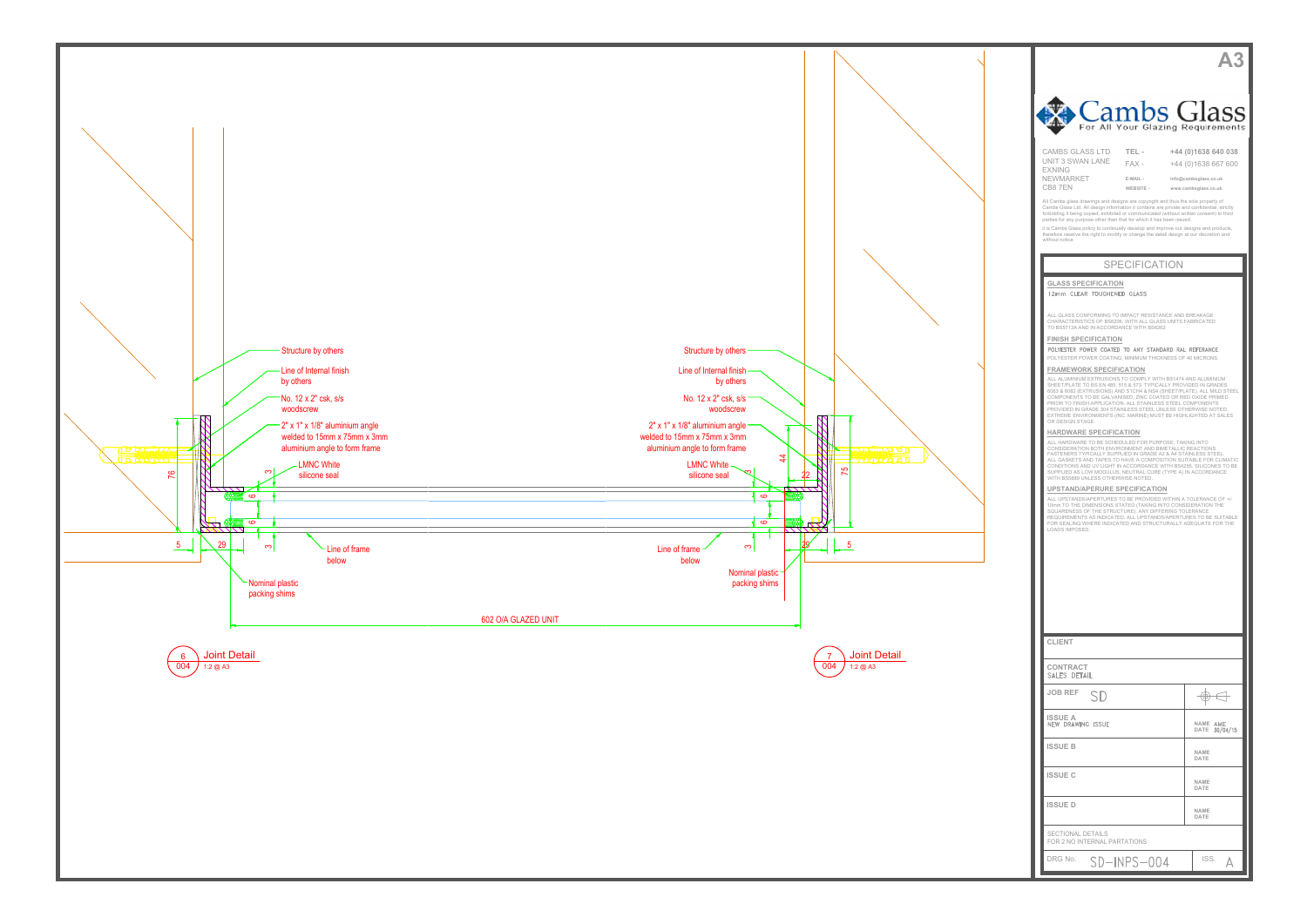Structure by others

Line of Internal finish by others

No. 12 x 2" csk, s/s woodscrew

2" x 1" x 1/8" aluminium angle welded to 15mm x 75mm x 3mm aluminium angle to form frame

LMNC White silicone seal

Line of frame below

Nominal plastic packing shims

76 3 6 6 3 5 29

602 O/A GLAZED UNIT

44 22 75 29 5

6 / 004 Joint Detail 1:2 @ A3

7 / 004 Joint Detail 1:2 @ A3

A3

# Cambs Glass

For All Your Glazing Requirements

CAMBS GLASS LTD
UNIT 3 SWAN LANE
EXNING
NEWMARKET
CB8 7EN

TEL - +44 (0)1638 640 038
FAX - +44 (0)1638 667 600
E-MAIL - info@cambsglass.co.uk
WEBSITE - www.cambsglass.co.uk

All Cambs glass drawings and designs are copyright and thus the sole property of Cambs Glass Ltd. All design information it contains are private and confidential, strictly forbidding it being copied, exhibited or communicated (without written consent) to third parties for any purpose other than that for which it has been issued.

It is Cambs Glass policy to continually develop and improve our designs and products, therefore reserve the right to modify or change the detail design at our discretion and without notice.

## SPECIFICATION

**GLASS SPECIFICATION**

12mm CLEAR TOUGHENED GLASS

ALL GLASS CONFORMING TO IMPACT RESISTANCE AND BREAKAGE CHARACTERISTICS OF BS6206, WITH ALL GLASS UNITS FABRICATED TO BS5713A AND IN ACCORDANCE WITH BS6262

**FINISH SPECIFICATION**

POLYESTER POWER COATED TO ANY STANDARD RAL REFERANCE

POLYESTER POWER COATING, MINIMUM THICKNESS OF 40 MICRONS.

**FRAMEWORK SPECIFICATION**

ALL ALUMINIUM EXTRUSIONS TO COMPLY WITH BS1474 AND ALUMINIUM SHEET/PLATE TO BS EN 485, 515 & 573. TYPICALLY PROVIDED IN GRADES 6063 & 6082 (EXTRUSIONS) AND S1C/H4 & NS4 (SHEET/PLATE). ALL MILD STEEL COMPONENTS TO BE GALVANISED, ZINC COATED OR RED OXIDE PRIMED PRIOR TO FINISH APPLICATION. ALL STAINLESS STEEL COMPONENTS PROVIDED IN GRADE 304 STAINLESS STEEL UNLESS OTHERWISE NOTED. EXTREME ENVIRONMENTS (INC. MARINE) MUST BE HIGHLIGHTED AT SALES OR DESIGN STAGE.

**HARDWARE SPECIFICATION**

ALL HARDWARE TO BE SCHEDULED FOR PURPOSE, TAKING INTO CONSIDERATION BOTH ENVIRONMENT AND BIMETALLIC REACTIONS. FASTENERS TYPICALLY SUPPLIED IN GRADE A2 & A4 STAINLESS STEEL. ALL GASKETS AND TAPES TO HAVE A COMPOSITION SUITABLE FOR CLIMATIC CONDITIONS AND UV LIGHT IN ACCORDANCE WITH BS4255. SILICONES TO BE SUPPLIED AS LOW MODULUS, NEUTRAL CURE (TYPE A) IN ACCORDANCE WITH BS5889 UNLESS OTHERWISE NOTED.

**UPSTAND/APERURE SPECIFICATION**

ALL UPSTANDS/APERTURES TO BE PROVIDED WITHIN A TOLERANCE OF +/- 10mm TO THE DIMENSIONS STATED (TAKING INTO CONSIDERATION THE SQUARENESS OF THE STRUCTURE). ANY DIFFERING TOLERANCE REQUIREMENTS AS INDICATED. ALL UPSTANDS/APERTURES TO BE SUITABLE FOR SEALING WHERE INDICATED AND STRUCTURALLY ADEQUATE FOR THE LOADS IMPOSED.

| | |
|---|---|
| CLIENT | |
| CONTRACT SALES DETAIL | |
| JOB REF SD | |
| ISSUE A NEW DRAWING ISSUE | NAME AME DATE 30/04/15 |
| ISSUE B | NAME DATE |
| ISSUE C | NAME DATE |
| ISSUE D | NAME DATE |
| SECTIONAL DETAILS FOR 2 NO INTERNAL PARTATIONS | |
| DRG No. SD-INPS-004 | ISS. A |